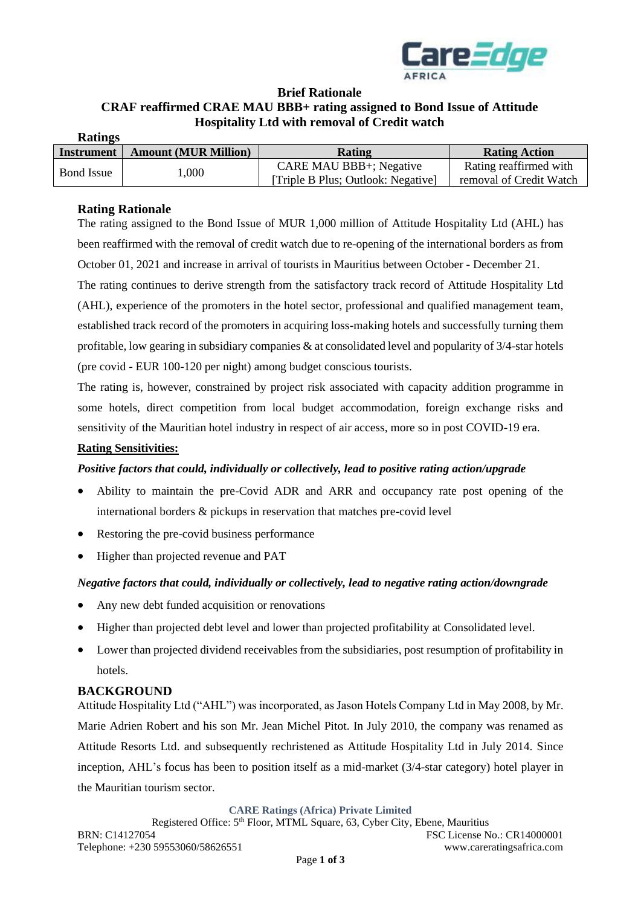**Brief Rationale**

**CRAF reaffirmed CRAE MAU BBB+ rating assigned to Bond Issue of Attitude Hospitality Ltd with removal of Credit watch**

**Ratings**

| Instrument | Amount (MUR Million) | Rating | Rating Action |
|---|---|---|---|
| Bond Issue | 1,000 | CARE MAU BBB+; Negative [Triple B Plus; Outlook: Negative] | Rating reaffirmed with removal of Credit Watch |

## Rating Rationale

The rating assigned to the Bond Issue of MUR 1,000 million of Attitude Hospitality Ltd (AHL) has been reaffirmed with the removal of credit watch due to re-opening of the international borders as from October 01, 2021 and increase in arrival of tourists in Mauritius between October - December 21.

The rating continues to derive strength from the satisfactory track record of Attitude Hospitality Ltd (AHL), experience of the promoters in the hotel sector, professional and qualified management team, established track record of the promoters in acquiring loss-making hotels and successfully turning them profitable, low gearing in subsidiary companies & at consolidated level and popularity of 3/4-star hotels (pre covid - EUR 100-120 per night) among budget conscious tourists.

The rating is, however, constrained by project risk associated with capacity addition programme in some hotels, direct competition from local budget accommodation, foreign exchange risks and sensitivity of the Mauritian hotel industry in respect of air access, more so in post COVID-19 era.

**Rating Sensitivities:**

***Positive factors that could, individually or collectively, lead to positive rating action/upgrade***

- Ability to maintain the pre-Covid ADR and ARR and occupancy rate post opening of the international borders & pickups in reservation that matches pre-covid level
- Restoring the pre-covid business performance
- Higher than projected revenue and PAT

***Negative factors that could, individually or collectively, lead to negative rating action/downgrade***

- Any new debt funded acquisition or renovations
- Higher than projected debt level and lower than projected profitability at Consolidated level.
- Lower than projected dividend receivables from the subsidiaries, post resumption of profitability in hotels.

## BACKGROUND

Attitude Hospitality Ltd ("AHL") was incorporated, as Jason Hotels Company Ltd in May 2008, by Mr. Marie Adrien Robert and his son Mr. Jean Michel Pitot. In July 2010, the company was renamed as Attitude Resorts Ltd. and subsequently rechristened as Attitude Hospitality Ltd in July 2014. Since inception, AHL's focus has been to position itself as a mid-market (3/4-star category) hotel player in the Mauritian tourism sector.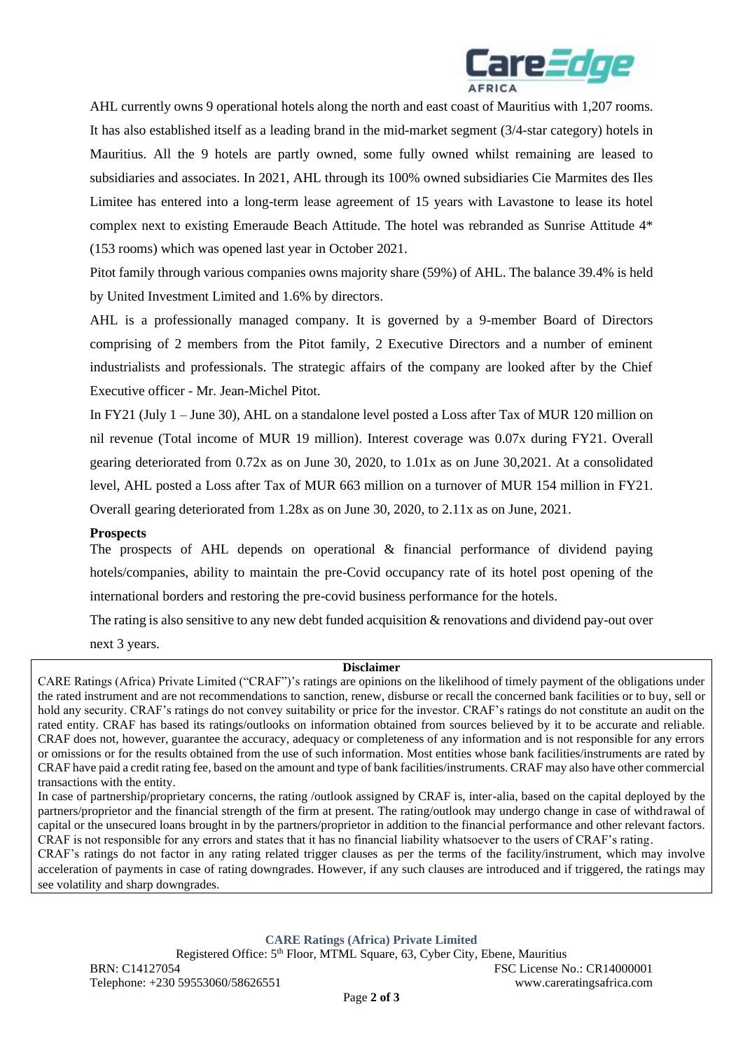AHL currently owns 9 operational hotels along the north and east coast of Mauritius with 1,207 rooms. It has also established itself as a leading brand in the mid-market segment (3/4-star category) hotels in Mauritius. All the 9 hotels are partly owned, some fully owned whilst remaining are leased to subsidiaries and associates. In 2021, AHL through its 100% owned subsidiaries Cie Marmites des Iles Limitee has entered into a long-term lease agreement of 15 years with Lavastone to lease its hotel complex next to existing Emeraude Beach Attitude. The hotel was rebranded as Sunrise Attitude 4* (153 rooms) which was opened last year in October 2021.

Pitot family through various companies owns majority share (59%) of AHL. The balance 39.4% is held by United Investment Limited and 1.6% by directors.

AHL is a professionally managed company. It is governed by a 9-member Board of Directors comprising of 2 members from the Pitot family, 2 Executive Directors and a number of eminent industrialists and professionals. The strategic affairs of the company are looked after by the Chief Executive officer - Mr. Jean-Michel Pitot.

In FY21 (July 1 – June 30), AHL on a standalone level posted a Loss after Tax of MUR 120 million on nil revenue (Total income of MUR 19 million). Interest coverage was 0.07x during FY21. Overall gearing deteriorated from 0.72x as on June 30, 2020, to 1.01x as on June 30,2021. At a consolidated level, AHL posted a Loss after Tax of MUR 663 million on a turnover of MUR 154 million in FY21. Overall gearing deteriorated from 1.28x as on June 30, 2020, to 2.11x as on June, 2021.

**Prospects**

The prospects of AHL depends on operational & financial performance of dividend paying hotels/companies, ability to maintain the pre-Covid occupancy rate of its hotel post opening of the international borders and restoring the pre-covid business performance for the hotels.

The rating is also sensitive to any new debt funded acquisition & renovations and dividend pay-out over next 3 years.

**Disclaimer**

CARE Ratings (Africa) Private Limited ("CRAF")'s ratings are opinions on the likelihood of timely payment of the obligations under the rated instrument and are not recommendations to sanction, renew, disburse or recall the concerned bank facilities or to buy, sell or hold any security. CRAF's ratings do not convey suitability or price for the investor. CRAF's ratings do not constitute an audit on the rated entity. CRAF has based its ratings/outlooks on information obtained from sources believed by it to be accurate and reliable. CRAF does not, however, guarantee the accuracy, adequacy or completeness of any information and is not responsible for any errors or omissions or for the results obtained from the use of such information. Most entities whose bank facilities/instruments are rated by CRAF have paid a credit rating fee, based on the amount and type of bank facilities/instruments. CRAF may also have other commercial transactions with the entity.

In case of partnership/proprietary concerns, the rating /outlook assigned by CRAF is, inter-alia, based on the capital deployed by the partners/proprietor and the financial strength of the firm at present. The rating/outlook may undergo change in case of withdrawal of capital or the unsecured loans brought in by the partners/proprietor in addition to the financial performance and other relevant factors. CRAF is not responsible for any errors and states that it has no financial liability whatsoever to the users of CRAF's rating.

CRAF's ratings do not factor in any rating related trigger clauses as per the terms of the facility/instrument, which may involve acceleration of payments in case of rating downgrades. However, if any such clauses are introduced and if triggered, the ratings may see volatility and sharp downgrades.

**CARE Ratings (Africa) Private Limited**

Registered Office: 5th Floor, MTML Square, 63, Cyber City, Ebene, Mauritius

BRN: C14127054 FSC License No.: CR14000001

Telephone: +230 59553060/58626551 www.careratingsafrica.com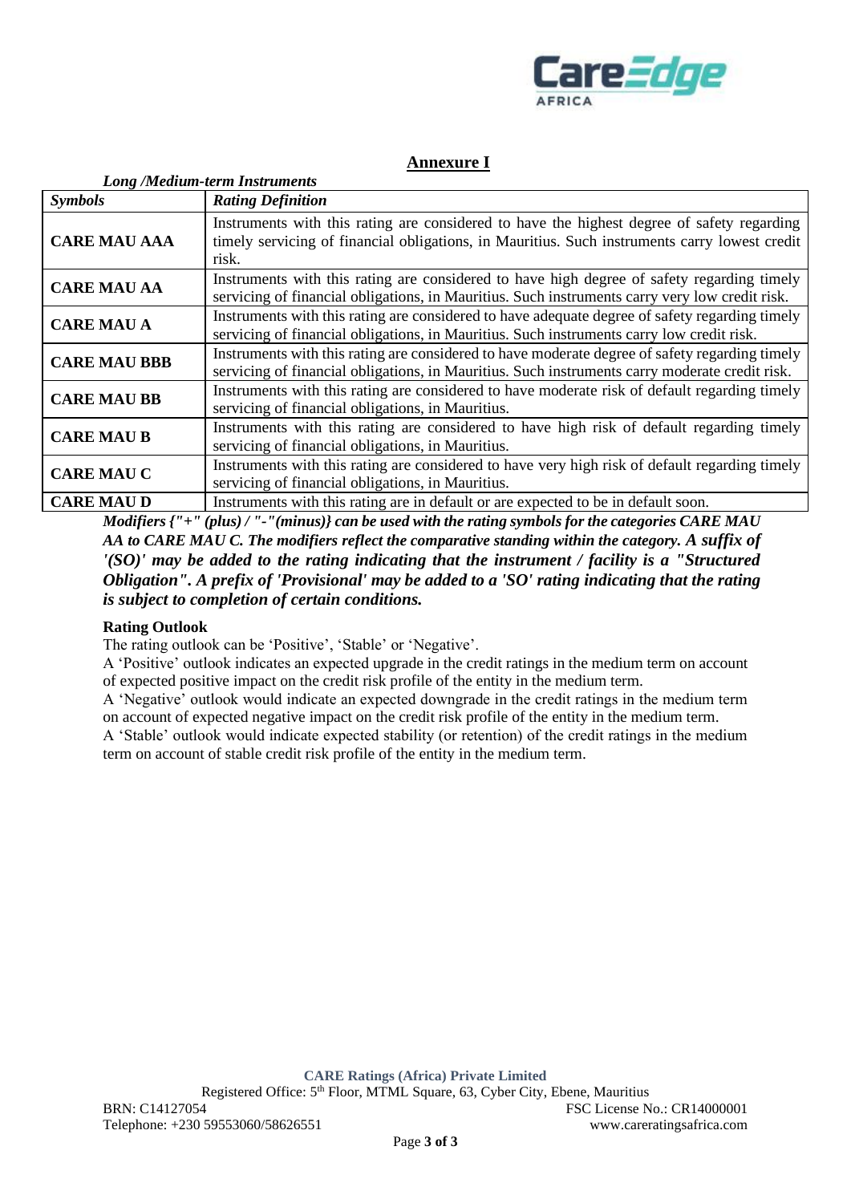## Annexure I

***Long /Medium-term Instruments***

| *Symbols* | *Rating Definition* |
|---|---|
| **CARE MAU AAA** | Instruments with this rating are considered to have the highest degree of safety regarding timely servicing of financial obligations, in Mauritius. Such instruments carry lowest credit risk. |
| **CARE MAU AA** | Instruments with this rating are considered to have high degree of safety regarding timely servicing of financial obligations, in Mauritius. Such instruments carry very low credit risk. |
| **CARE MAU A** | Instruments with this rating are considered to have adequate degree of safety regarding timely servicing of financial obligations, in Mauritius. Such instruments carry low credit risk. |
| **CARE MAU BBB** | Instruments with this rating are considered to have moderate degree of safety regarding timely servicing of financial obligations, in Mauritius. Such instruments carry moderate credit risk. |
| **CARE MAU BB** | Instruments with this rating are considered to have moderate risk of default regarding timely servicing of financial obligations, in Mauritius. |
| **CARE MAU B** | Instruments with this rating are considered to have high risk of default regarding timely servicing of financial obligations, in Mauritius. |
| **CARE MAU C** | Instruments with this rating are considered to have very high risk of default regarding timely servicing of financial obligations, in Mauritius. |
| **CARE MAU D** | Instruments with this rating are in default or are expected to be in default soon. |

***Modifiers {"+" (plus) / "-"(minus)} can be used with the rating symbols for the categories CARE MAU AA to CARE MAU C. The modifiers reflect the comparative standing within the category. A suffix of '(SO)' may be added to the rating indicating that the instrument / facility is a "Structured Obligation". A prefix of 'Provisional' may be added to a 'SO' rating indicating that the rating is subject to completion of certain conditions.***

**Rating Outlook**

The rating outlook can be 'Positive', 'Stable' or 'Negative'.

A 'Positive' outlook indicates an expected upgrade in the credit ratings in the medium term on account of expected positive impact on the credit risk profile of the entity in the medium term.

A 'Negative' outlook would indicate an expected downgrade in the credit ratings in the medium term on account of expected negative impact on the credit risk profile of the entity in the medium term.

A 'Stable' outlook would indicate expected stability (or retention) of the credit ratings in the medium term on account of stable credit risk profile of the entity in the medium term.

**CARE Ratings (Africa) Private Limited**

Registered Office: 5th Floor, MTML Square, 63, Cyber City, Ebene, Mauritius

BRN: C14127054 FSC License No.: CR14000001

Telephone: +230 59553060/58626551 www.careratingsafrica.com